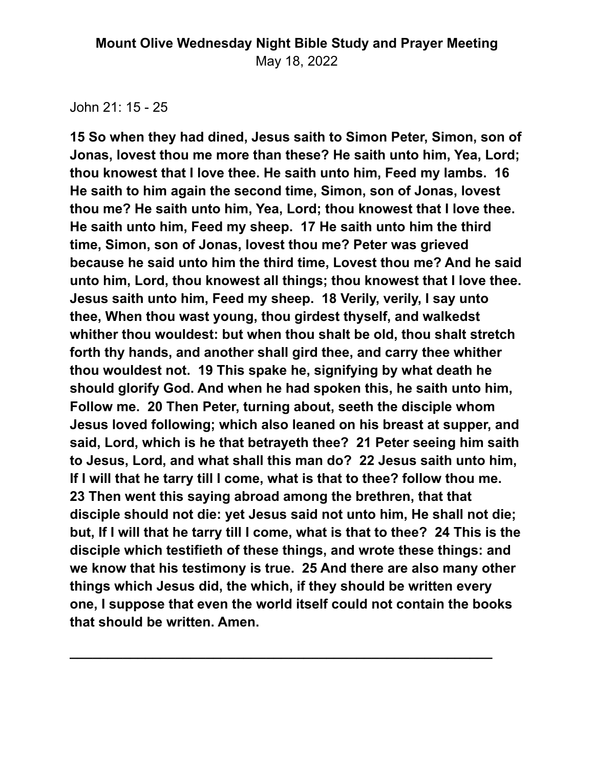**Mount Olive Wednesday Night Bible Study and Prayer Meeting**

May 18, 2022

John 21: 15 - 25

**15 So when they had dined, Jesus saith to Simon Peter, Simon, son of Jonas, lovest thou me more than these? He saith unto him, Yea, Lord; thou knowest that I love thee. He saith unto him, Feed my lambs. 16 He saith to him again the second time, Simon, son of Jonas, lovest thou me? He saith unto him, Yea, Lord; thou knowest that I love thee. He saith unto him, Feed my sheep. 17 He saith unto him the third time, Simon, son of Jonas, lovest thou me? Peter was grieved because he said unto him the third time, Lovest thou me? And he said unto him, Lord, thou knowest all things; thou knowest that I love thee. Jesus saith unto him, Feed my sheep. 18 Verily, verily, I say unto thee, When thou wast young, thou girdest thyself, and walkedst whither thou wouldest: but when thou shalt be old, thou shalt stretch forth thy hands, and another shall gird thee, and carry thee whither thou wouldest not. 19 This spake he, signifying by what death he should glorify God. And when he had spoken this, he saith unto him, Follow me. 20 Then Peter, turning about, seeth the disciple whom Jesus loved following; which also leaned on his breast at supper, and said, Lord, which is he that betrayeth thee? 21 Peter seeing him saith to Jesus, Lord, and what shall this man do? 22 Jesus saith unto him, If I will that he tarry till I come, what is that to thee? follow thou me. 23 Then went this saying abroad among the brethren, that that disciple should not die: yet Jesus said not unto him, He shall not die; but, If I will that he tarry till I come, what is that to thee? 24 This is the disciple which testifieth of these things, and wrote these things: and we know that his testimony is true. 25 And there are also many other things which Jesus did, the which, if they should be written every one, I suppose that even the world itself could not contain the books that should be written. Amen.**

---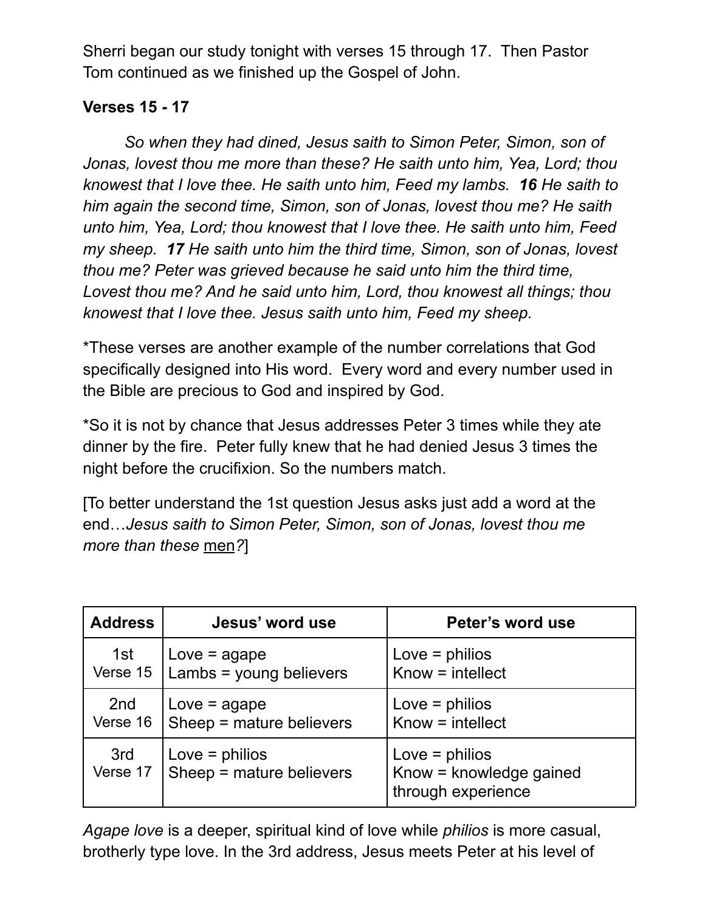Sherri began our study tonight with verses 15 through 17. Then Pastor Tom continued as we finished up the Gospel of John.

**Verses 15 - 17**

*So when they had dined, Jesus saith to Simon Peter, Simon, son of Jonas, lovest thou me more than these? He saith unto him, Yea, Lord; thou knowest that I love thee. He saith unto him, Feed my lambs.* ***16*** *He saith to him again the second time, Simon, son of Jonas, lovest thou me? He saith unto him, Yea, Lord; thou knowest that I love thee. He saith unto him, Feed my sheep.* ***17*** *He saith unto him the third time, Simon, son of Jonas, lovest thou me? Peter was grieved because he said unto him the third time, Lovest thou me? And he said unto him, Lord, thou knowest all things; thou knowest that I love thee. Jesus saith unto him, Feed my sheep.*

*These verses are another example of the number correlations that God specifically designed into His word. Every word and every number used in the Bible are precious to God and inspired by God.

*So it is not by chance that Jesus addresses Peter 3 times while they ate dinner by the fire. Peter fully knew that he had denied Jesus 3 times the night before the crucifixion. So the numbers match.

[To better understand the 1st question Jesus asks just add a word at the end…*Jesus saith to Simon Peter, Simon, son of Jonas, lovest thou me more than these* <u>men</u>*?*]

| Address | Jesus' word use | Peter's word use |
|---|---|---|
| 1st<br>Verse 15 | Love = agape<br>Lambs = young believers | Love = philios<br>Know = intellect |
| 2nd<br>Verse 16 | Love = agape<br>Sheep = mature believers | Love = philios<br>Know = intellect |
| 3rd<br>Verse 17 | Love = philios<br>Sheep = mature believers | Love = philios<br>Know = knowledge gained through experience |

*Agape love* is a deeper, spiritual kind of love while *philios* is more casual, brotherly type love. In the 3rd address, Jesus meets Peter at his level of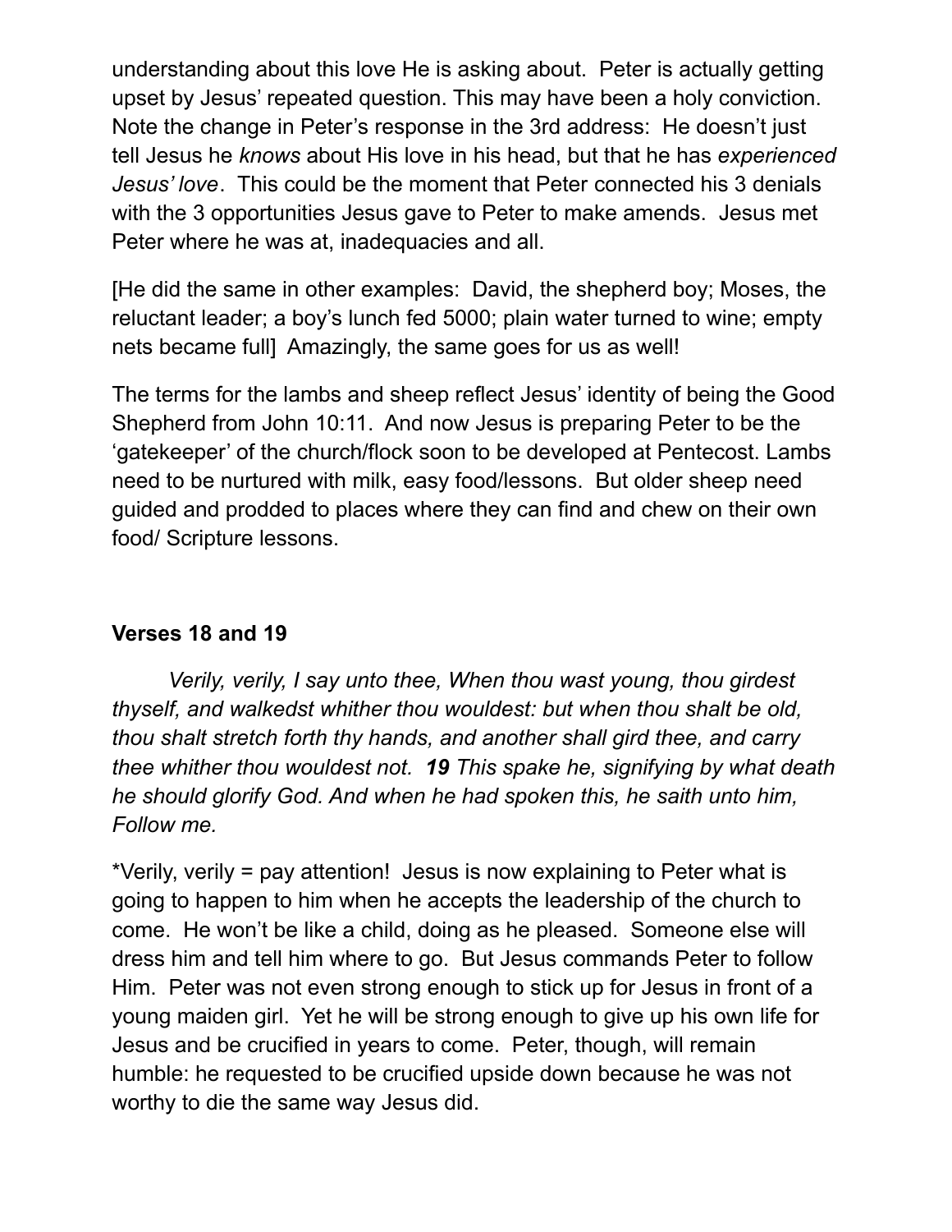understanding about this love He is asking about. Peter is actually getting upset by Jesus' repeated question. This may have been a holy conviction. Note the change in Peter's response in the 3rd address: He doesn't just tell Jesus he *knows* about His love in his head, but that he has *experienced Jesus' love*. This could be the moment that Peter connected his 3 denials with the 3 opportunities Jesus gave to Peter to make amends. Jesus met Peter where he was at, inadequacies and all.

[He did the same in other examples: David, the shepherd boy; Moses, the reluctant leader; a boy's lunch fed 5000; plain water turned to wine; empty nets became full] Amazingly, the same goes for us as well!

The terms for the lambs and sheep reflect Jesus' identity of being the Good Shepherd from John 10:11. And now Jesus is preparing Peter to be the 'gatekeeper' of the church/flock soon to be developed at Pentecost. Lambs need to be nurtured with milk, easy food/lessons. But older sheep need guided and prodded to places where they can find and chew on their own food/ Scripture lessons.

**Verses 18 and 19**

*Verily, verily, I say unto thee, When thou wast young, thou girdest thyself, and walkedst whither thou wouldest: but when thou shalt be old, thou shalt stretch forth thy hands, and another shall gird thee, and carry thee whither thou wouldest not.* ***19*** *This spake he, signifying by what death he should glorify God. And when he had spoken this, he saith unto him, Follow me.*

*Verily, verily = pay attention! Jesus is now explaining to Peter what is going to happen to him when he accepts the leadership of the church to come. He won't be like a child, doing as he pleased. Someone else will dress him and tell him where to go. But Jesus commands Peter to follow Him. Peter was not even strong enough to stick up for Jesus in front of a young maiden girl. Yet he will be strong enough to give up his own life for Jesus and be crucified in years to come. Peter, though, will remain humble: he requested to be crucified upside down because he was not worthy to die the same way Jesus did.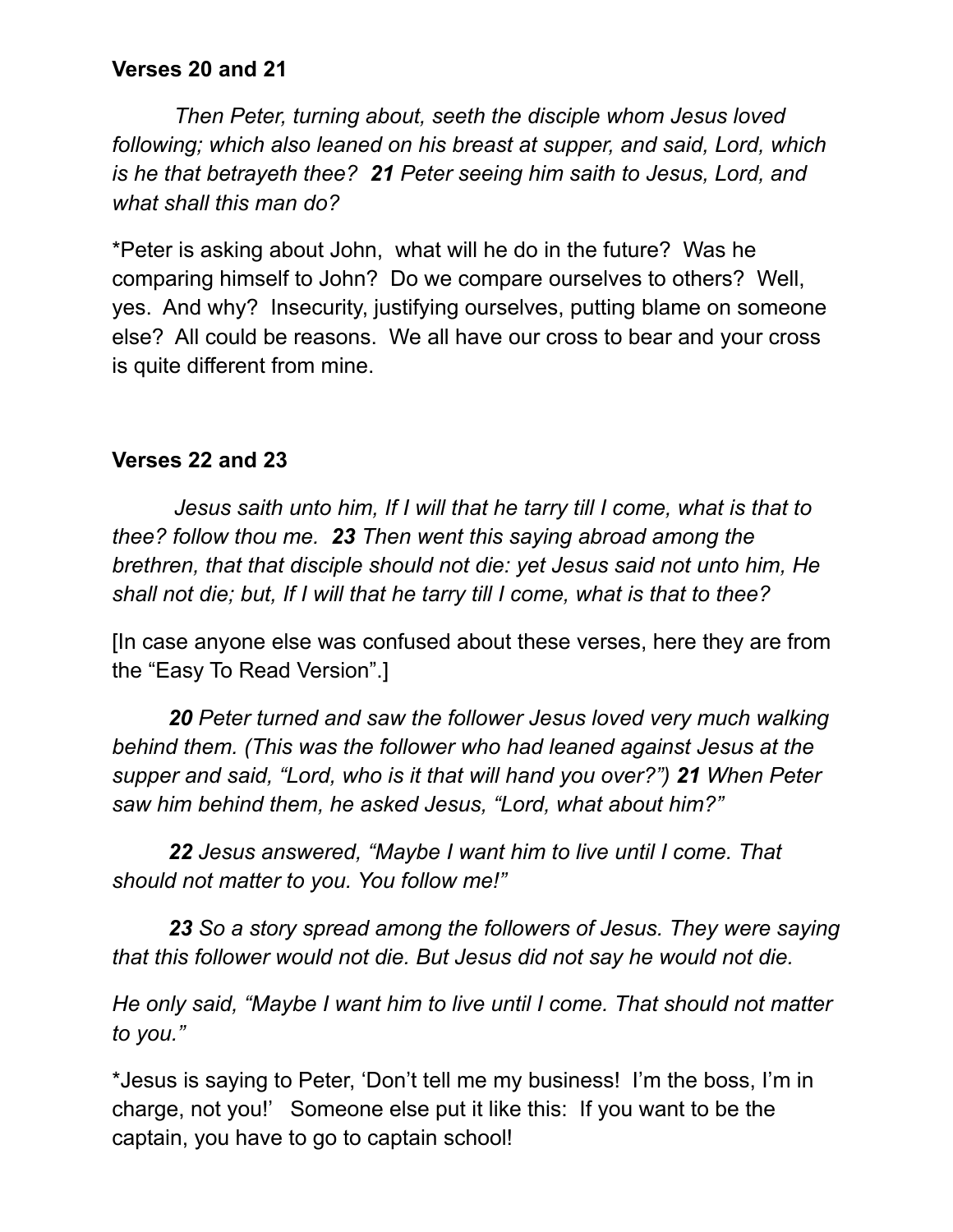**Verses 20 and 21**

*Then Peter, turning about, seeth the disciple whom Jesus loved following; which also leaned on his breast at supper, and said, Lord, which is he that betrayeth thee?* ***21*** *Peter seeing him saith to Jesus, Lord, and what shall this man do?*

*Peter is asking about John, what will he do in the future? Was he comparing himself to John? Do we compare ourselves to others? Well, yes. And why? Insecurity, justifying ourselves, putting blame on someone else? All could be reasons. We all have our cross to bear and your cross is quite different from mine.

**Verses 22 and 23**

*Jesus saith unto him, If I will that he tarry till I come, what is that to thee? follow thou me.* ***23*** *Then went this saying abroad among the brethren, that that disciple should not die: yet Jesus said not unto him, He shall not die; but, If I will that he tarry till I come, what is that to thee?*

[In case anyone else was confused about these verses, here they are from the "Easy To Read Version".]

***20*** *Peter turned and saw the follower Jesus loved very much walking behind them. (This was the follower who had leaned against Jesus at the supper and said, "Lord, who is it that will hand you over?")* ***21*** *When Peter saw him behind them, he asked Jesus, "Lord, what about him?"*

***22*** *Jesus answered, "Maybe I want him to live until I come. That should not matter to you. You follow me!"*

***23*** *So a story spread among the followers of Jesus. They were saying that this follower would not die. But Jesus did not say he would not die.*

*He only said, "Maybe I want him to live until I come. That should not matter to you."*

*Jesus is saying to Peter, 'Don't tell me my business! I'm the boss, I'm in charge, not you!' Someone else put it like this: If you want to be the captain, you have to go to captain school!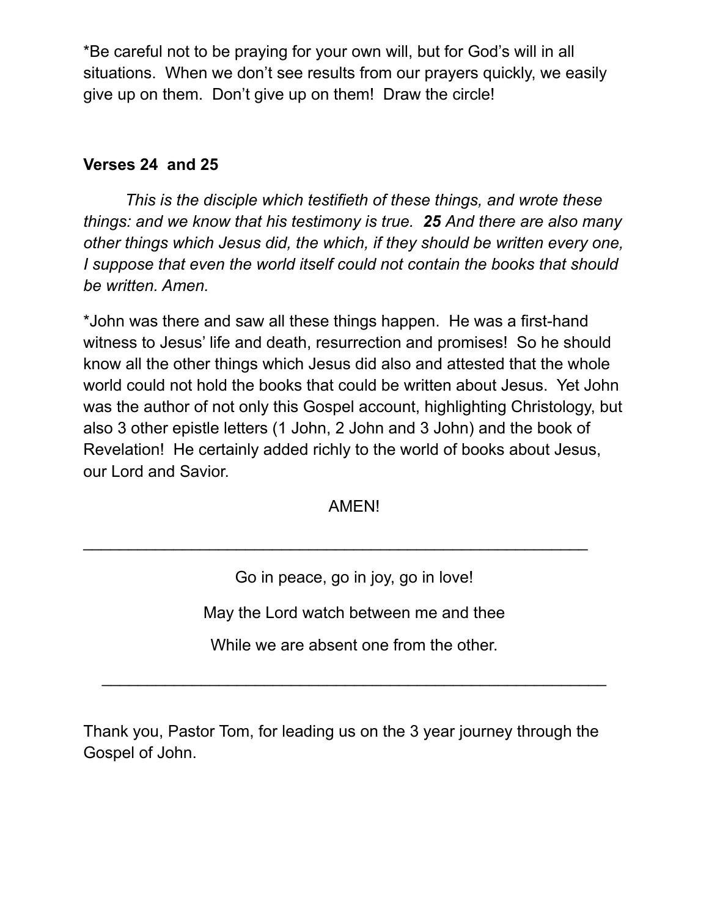*Be careful not to be praying for your own will, but for God's will in all situations. When we don't see results from our prayers quickly, we easily give up on them. Don't give up on them! Draw the circle!

**Verses 24 and 25**

*This is the disciple which testifieth of these things, and wrote these things: and we know that his testimony is true.* ***25*** *And there are also many other things which Jesus did, the which, if they should be written every one, I suppose that even the world itself could not contain the books that should be written. Amen.*

*John was there and saw all these things happen. He was a first-hand witness to Jesus' life and death, resurrection and promises! So he should know all the other things which Jesus did also and attested that the whole world could not hold the books that could be written about Jesus. Yet John was the author of not only this Gospel account, highlighting Christology, but also 3 other epistle letters (1 John, 2 John and 3 John) and the book of Revelation! He certainly added richly to the world of books about Jesus, our Lord and Savior.

AMEN!

---

Go in peace, go in joy, go in love!

May the Lord watch between me and thee

While we are absent one from the other.

---

Thank you, Pastor Tom, for leading us on the 3 year journey through the Gospel of John.